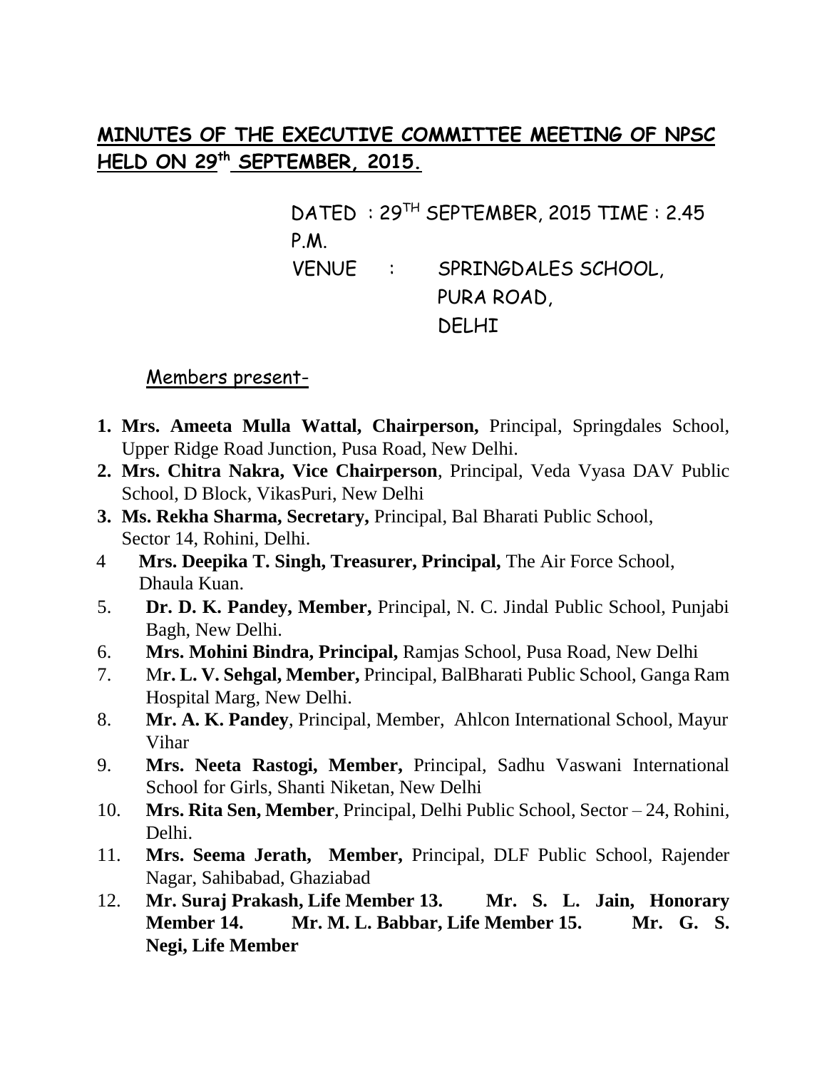# MINUTES OF THE EXECUTIVE COMMITTEE MEETING OF NPSC HELD ON 29th SEPTEMBER, 2015.

DATED : 29TH SEPTEMBER, 2015 TIME : 2.45 P.M.

VENUE : SPRINGDALES SCHOOL, PURA ROAD, DELHI

Members present-

1. **Mrs. Ameeta Mulla Wattal, Chairperson,** Principal, Springdales School, Upper Ridge Road Junction, Pusa Road, New Delhi.
2. **Mrs. Chitra Nakra, Vice Chairperson**, Principal, Veda Vyasa DAV Public School, D Block, VikasPuri, New Delhi
3. **Ms. Rekha Sharma, Secretary,** Principal, Bal Bharati Public School, Sector 14, Rohini, Delhi.
4. **Mrs. Deepika T. Singh, Treasurer, Principal,** The Air Force School, Dhaula Kuan.
5. **Dr. D. K. Pandey, Member,** Principal, N. C. Jindal Public School, Punjabi Bagh, New Delhi.
6. **Mrs. Mohini Bindra, Principal,** Ramjas School, Pusa Road, New Delhi
7. M**r. L. V. Sehgal, Member,** Principal, BalBharati Public School, Ganga Ram Hospital Marg, New Delhi.
8. **Mr. A. K. Pandey**, Principal, Member, Ahlcon International School, Mayur Vihar
9. **Mrs. Neeta Rastogi, Member,** Principal, Sadhu Vaswani International School for Girls, Shanti Niketan, New Delhi
10. **Mrs. Rita Sen, Member**, Principal, Delhi Public School, Sector – 24, Rohini, Delhi.
11. **Mrs. Seema Jerath, Member,** Principal, DLF Public School, Rajender Nagar, Sahibabad, Ghaziabad
12. **Mr. Suraj Prakash, Life Member 13. Mr. S. L. Jain, Honorary Member 14. Mr. M. L. Babbar, Life Member 15. Mr. G. S. Negi, Life Member**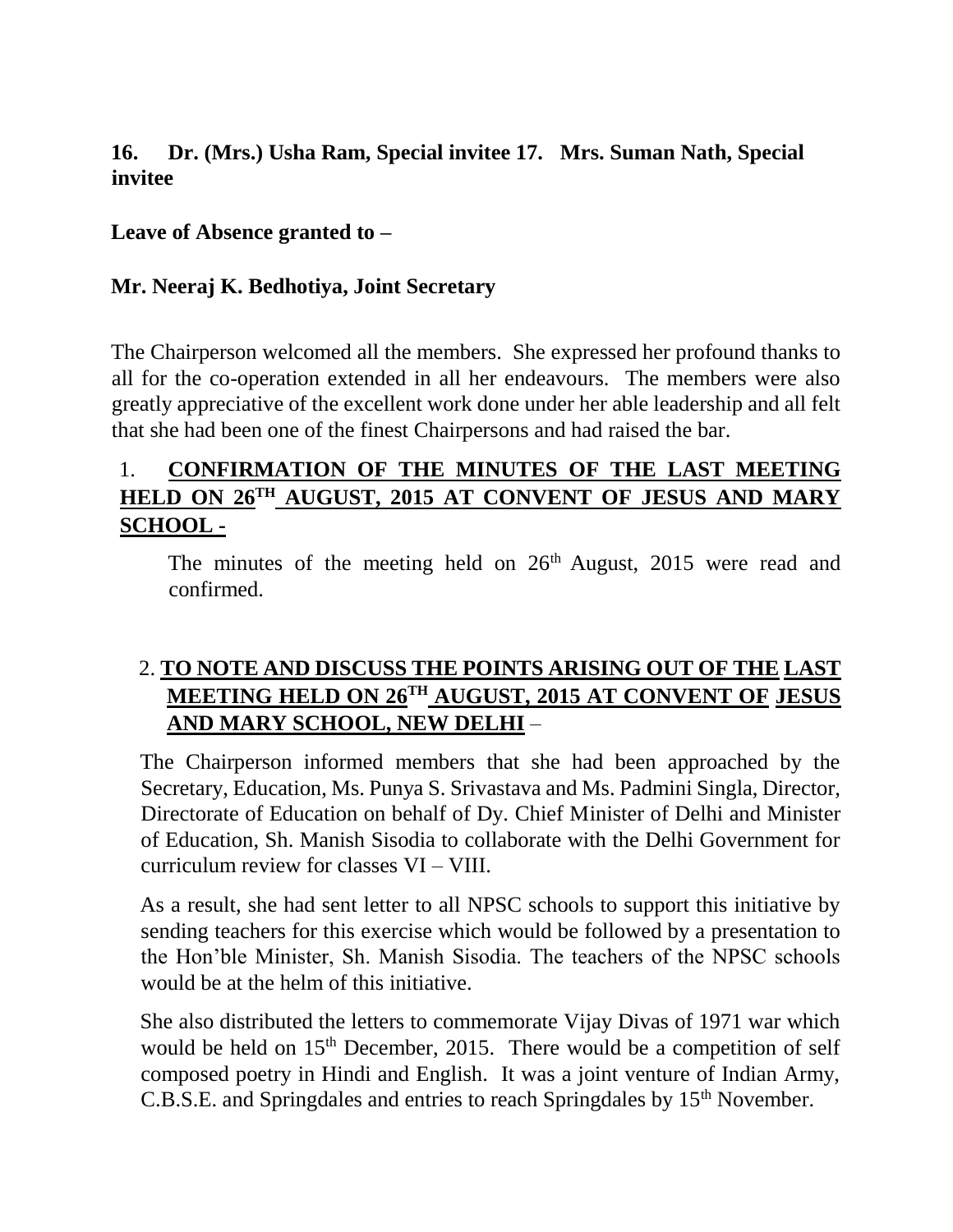**16. Dr. (Mrs.) Usha Ram, Special invitee 17. Mrs. Suman Nath, Special invitee**

**Leave of Absence granted to –**

**Mr. Neeraj K. Bedhotiya, Joint Secretary**

The Chairperson welcomed all the members. She expressed her profound thanks to all for the co-operation extended in all her endeavours. The members were also greatly appreciative of the excellent work done under her able leadership and all felt that she had been one of the finest Chairpersons and had raised the bar.

1. **CONFIRMATION OF THE MINUTES OF THE LAST MEETING HELD ON 26TH AUGUST, 2015 AT CONVENT OF JESUS AND MARY SCHOOL -**

   The minutes of the meeting held on 26th August, 2015 were read and confirmed.

2. **TO NOTE AND DISCUSS THE POINTS ARISING OUT OF THE LAST MEETING HELD ON 26TH AUGUST, 2015 AT CONVENT OF JESUS AND MARY SCHOOL, NEW DELHI** –

The Chairperson informed members that she had been approached by the Secretary, Education, Ms. Punya S. Srivastava and Ms. Padmini Singla, Director, Directorate of Education on behalf of Dy. Chief Minister of Delhi and Minister of Education, Sh. Manish Sisodia to collaborate with the Delhi Government for curriculum review for classes VI – VIII.

As a result, she had sent letter to all NPSC schools to support this initiative by sending teachers for this exercise which would be followed by a presentation to the Hon'ble Minister, Sh. Manish Sisodia. The teachers of the NPSC schools would be at the helm of this initiative.

She also distributed the letters to commemorate Vijay Divas of 1971 war which would be held on 15th December, 2015. There would be a competition of self composed poetry in Hindi and English. It was a joint venture of Indian Army, C.B.S.E. and Springdales and entries to reach Springdales by 15th November.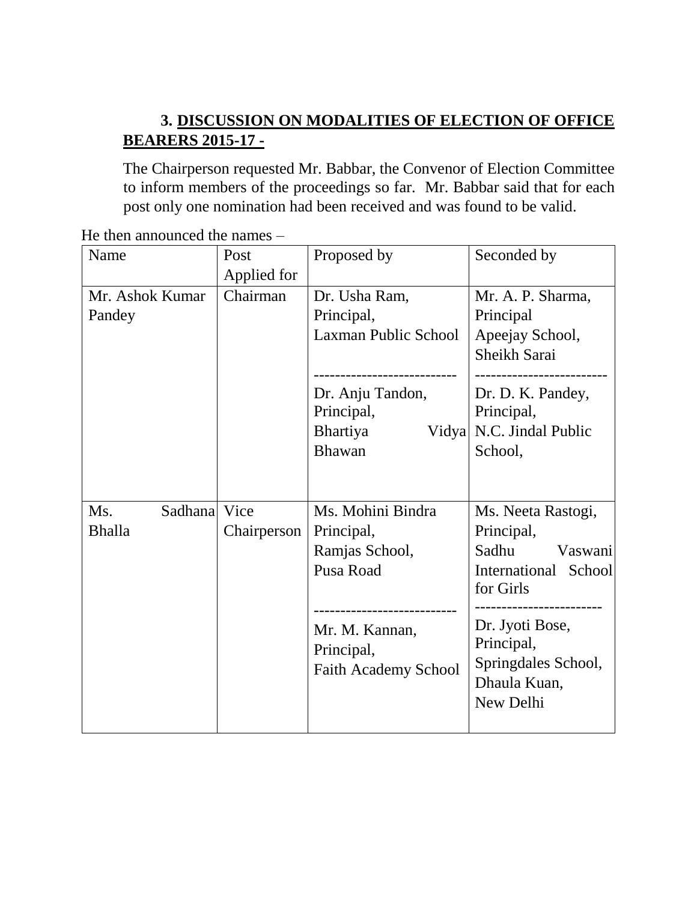### 3. <u>DISCUSSION ON MODALITIES OF ELECTION OF OFFICE BEARERS 2015-17 -</u>

The Chairperson requested Mr. Babbar, the Convenor of Election Committee to inform members of the proceedings so far. Mr. Babbar said that for each post only one nomination had been received and was found to be valid.

He then announced the names –

| Name | Post Applied for | Proposed by | Seconded by |
|---|---|---|---|
| Mr. Ashok Kumar Pandey | Chairman | Dr. Usha Ram, Principal, Laxman Public School<br>---------------------------<br>Dr. Anju Tandon, Principal, Bhartiya Vidya Bhawan | Mr. A. P. Sharma, Principal Apeejay School, Sheikh Sarai<br>-------------------------<br>Dr. D. K. Pandey, Principal, N.C. Jindal Public School, |
| Ms. Sadhana Bhalla | Vice Chairperson | Ms. Mohini Bindra Principal, Ramjas School, Pusa Road<br>---------------------------<br>Mr. M. Kannan, Principal, Faith Academy School | Ms. Neeta Rastogi, Principal, Sadhu Vaswani International School for Girls<br>------------------------<br>Dr. Jyoti Bose, Principal, Springdales School, Dhaula Kuan, New Delhi |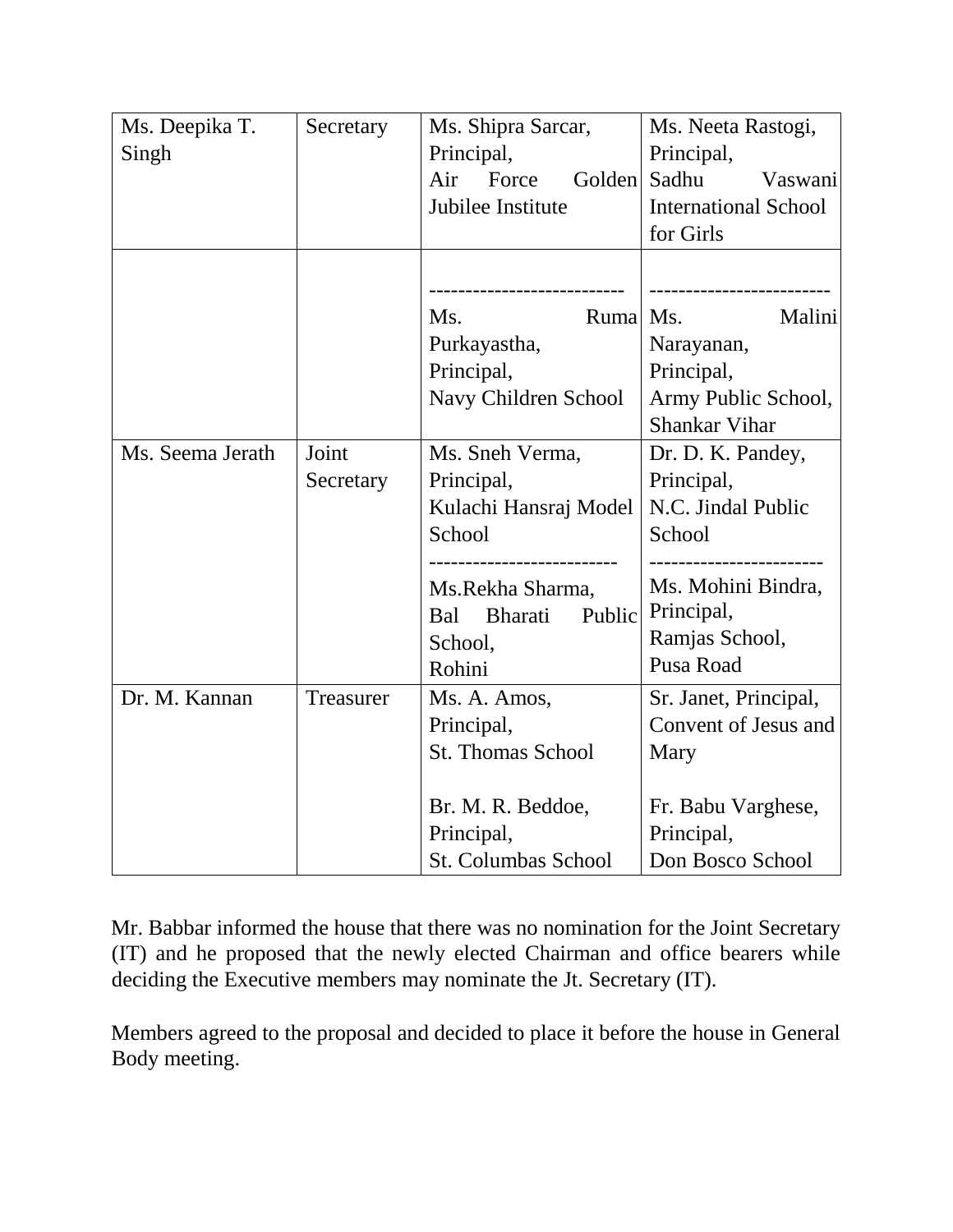| Ms. Deepika T. Singh | Secretary | Ms. Shipra Sarcar, Principal, Air Force Golden Jubilee Institute | Ms. Neeta Rastogi, Principal, Sadhu Vaswani International School for Girls |
|---|---|---|---|
| | | -------------------------- Ms. Ruma Purkayastha, Principal, Navy Children School | ------------------------- Ms. Malini Narayanan, Principal, Army Public School, Shankar Vihar |
| Ms. Seema Jerath | Joint Secretary | Ms. Sneh Verma, Principal, Kulachi Hansraj Model School ------------------------- Ms.Rekha Sharma, Bal Bharati Public School, Rohini | Dr. D. K. Pandey, Principal, N.C. Jindal Public School ------------------------ Ms. Mohini Bindra, Principal, Ramjas School, Pusa Road |
| Dr. M. Kannan | Treasurer | Ms. A. Amos, Principal, St. Thomas School<br><br>Br. M. R. Beddoe, Principal, St. Columbas School | Sr. Janet, Principal, Convent of Jesus and Mary<br><br>Fr. Babu Varghese, Principal, Don Bosco School |

Mr. Babbar informed the house that there was no nomination for the Joint Secretary (IT) and he proposed that the newly elected Chairman and office bearers while deciding the Executive members may nominate the Jt. Secretary (IT).

Members agreed to the proposal and decided to place it before the house in General Body meeting.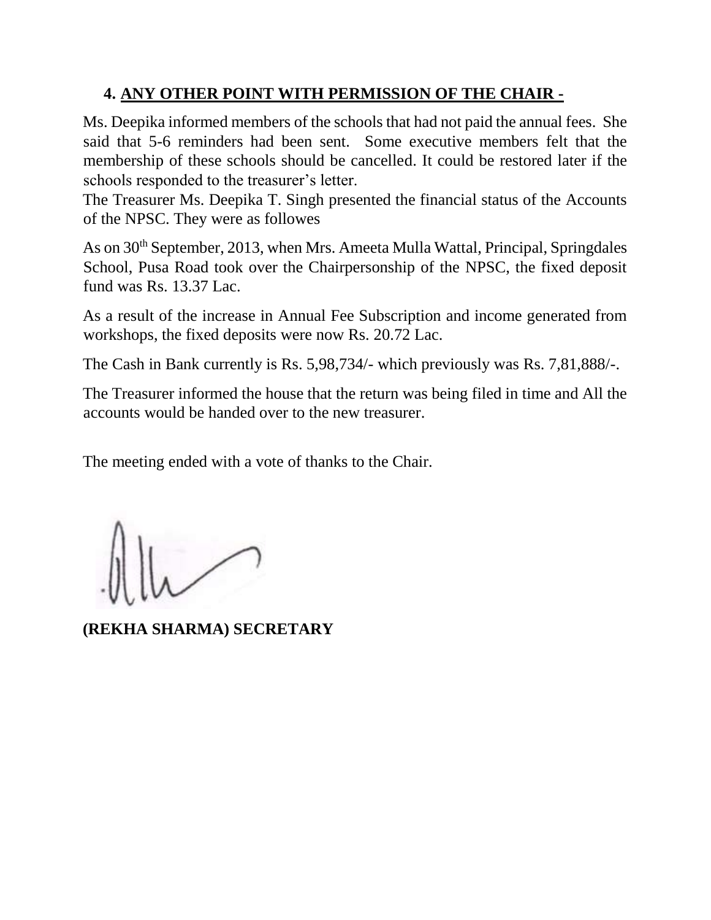## 4. ANY OTHER POINT WITH PERMISSION OF THE CHAIR -

Ms. Deepika informed members of the schools that had not paid the annual fees. She said that 5-6 reminders had been sent. Some executive members felt that the membership of these schools should be cancelled. It could be restored later if the schools responded to the treasurer's letter.

The Treasurer Ms. Deepika T. Singh presented the financial status of the Accounts of the NPSC. They were as followes

As on 30th September, 2013, when Mrs. Ameeta Mulla Wattal, Principal, Springdales School, Pusa Road took over the Chairpersonship of the NPSC, the fixed deposit fund was Rs. 13.37 Lac.

As a result of the increase in Annual Fee Subscription and income generated from workshops, the fixed deposits were now Rs. 20.72 Lac.

The Cash in Bank currently is Rs. 5,98,734/- which previously was Rs. 7,81,888/-.

The Treasurer informed the house that the return was being filed in time and All the accounts would be handed over to the new treasurer.

The meeting ended with a vote of thanks to the Chair.

**(REKHA SHARMA) SECRETARY**